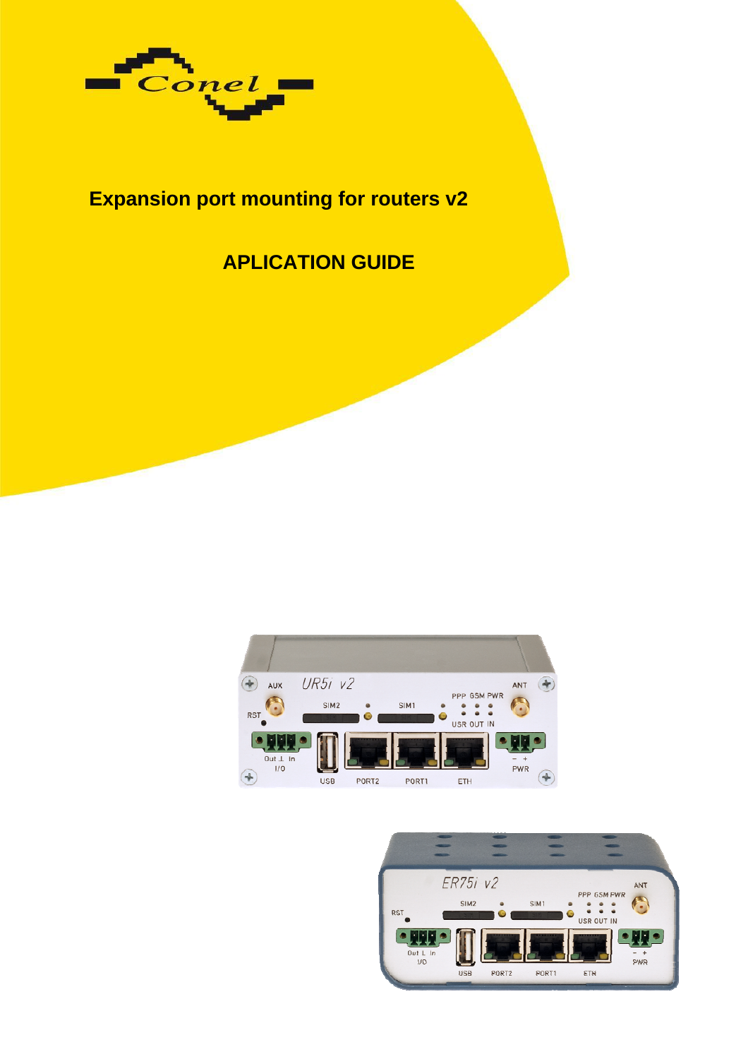# Expansion port mounting for routers v2

## APLICATION GUIDE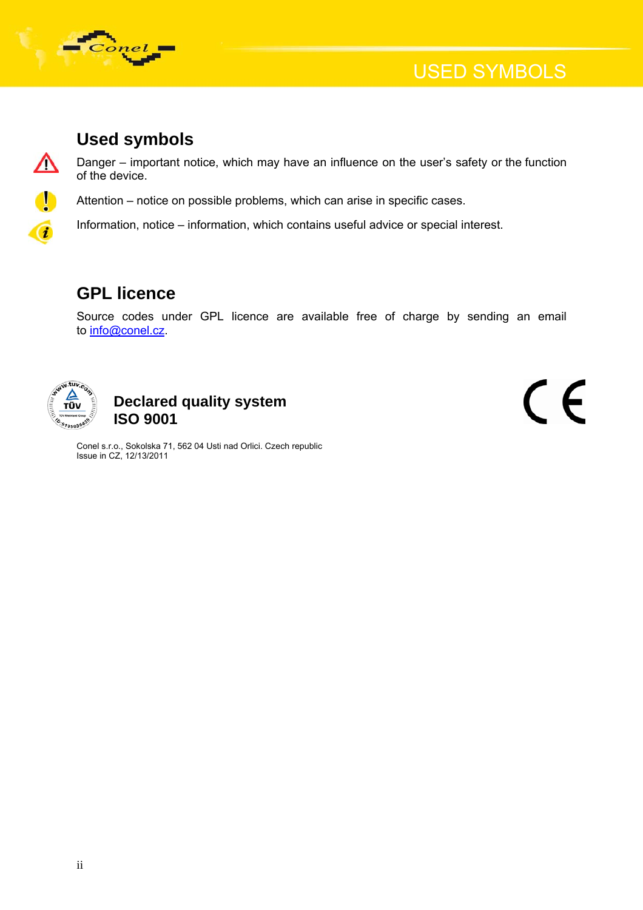## Used symbols

Danger – important notice, which may have an influence on the user's safety or the function of the device.

Attention – notice on possible problems, which can arise in specific cases.

Information, notice – information, which contains useful advice or special interest.

## GPL licence

Source codes under GPL licence are available free of charge by sending an email to info@conel.cz.

**Declared quality system**
**ISO 9001**

Conel s.r.o., Sokolska 71, 562 04 Usti nad Orlici. Czech republic
Issue in CZ, 12/13/2011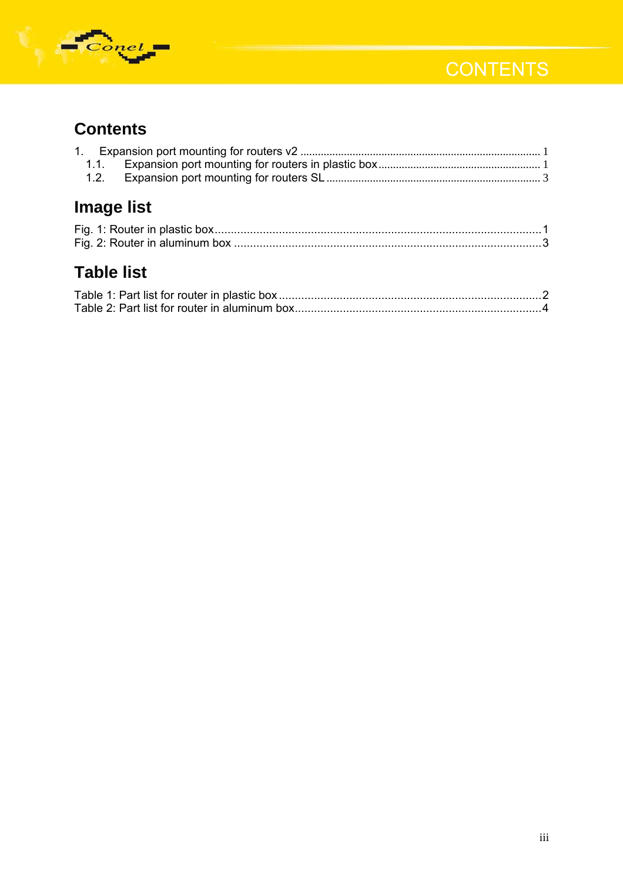# Contents

1. Expansion port mounting for routers v2 ........................................ 1
   1.1. Expansion port mounting for routers in plastic box ........................................ 1
   1.2. Expansion port mounting for routers SL ........................................ 3

# Image list

Fig. 1: Router in plastic box........................................ 1
Fig. 2: Router in aluminum box ........................................ 3

# Table list

Table 1: Part list for router in plastic box ........................................ 2
Table 2: Part list for router in aluminum box........................................ 4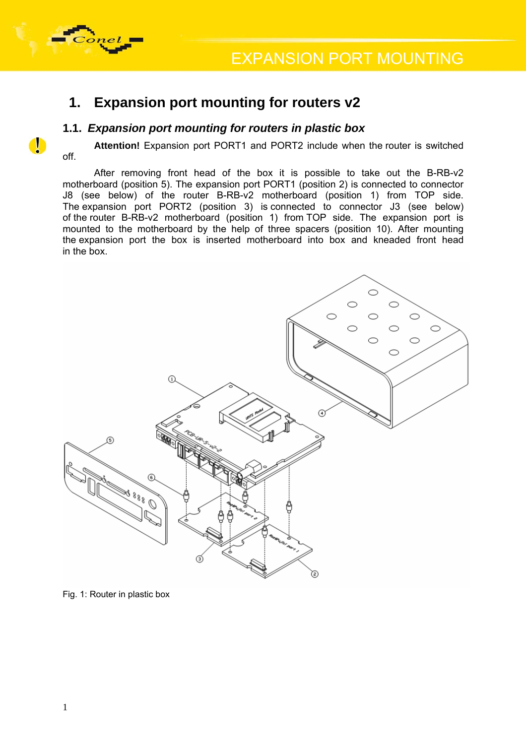# 1. Expansion port mounting for routers v2

## 1.1. *Expansion port mounting for routers in plastic box*

**Attention!** Expansion port PORT1 and PORT2 include when the router is switched off.

After removing front head of the box it is possible to take out the B-RB-v2 motherboard (position 5). The expansion port PORT1 (position 2) is connected to connector J8 (see below) of the router B-RB-v2 motherboard (position 1) from TOP side. The expansion port PORT2 (position 3) is connected to connector J3 (see below) of the router B-RB-v2 motherboard (position 1) from TOP side. The expansion port is mounted to the motherboard by the help of three spacers (position 10). After mounting the expansion port the box is inserted motherboard into box and kneaded front head in the box.

Fig. 1: Router in plastic box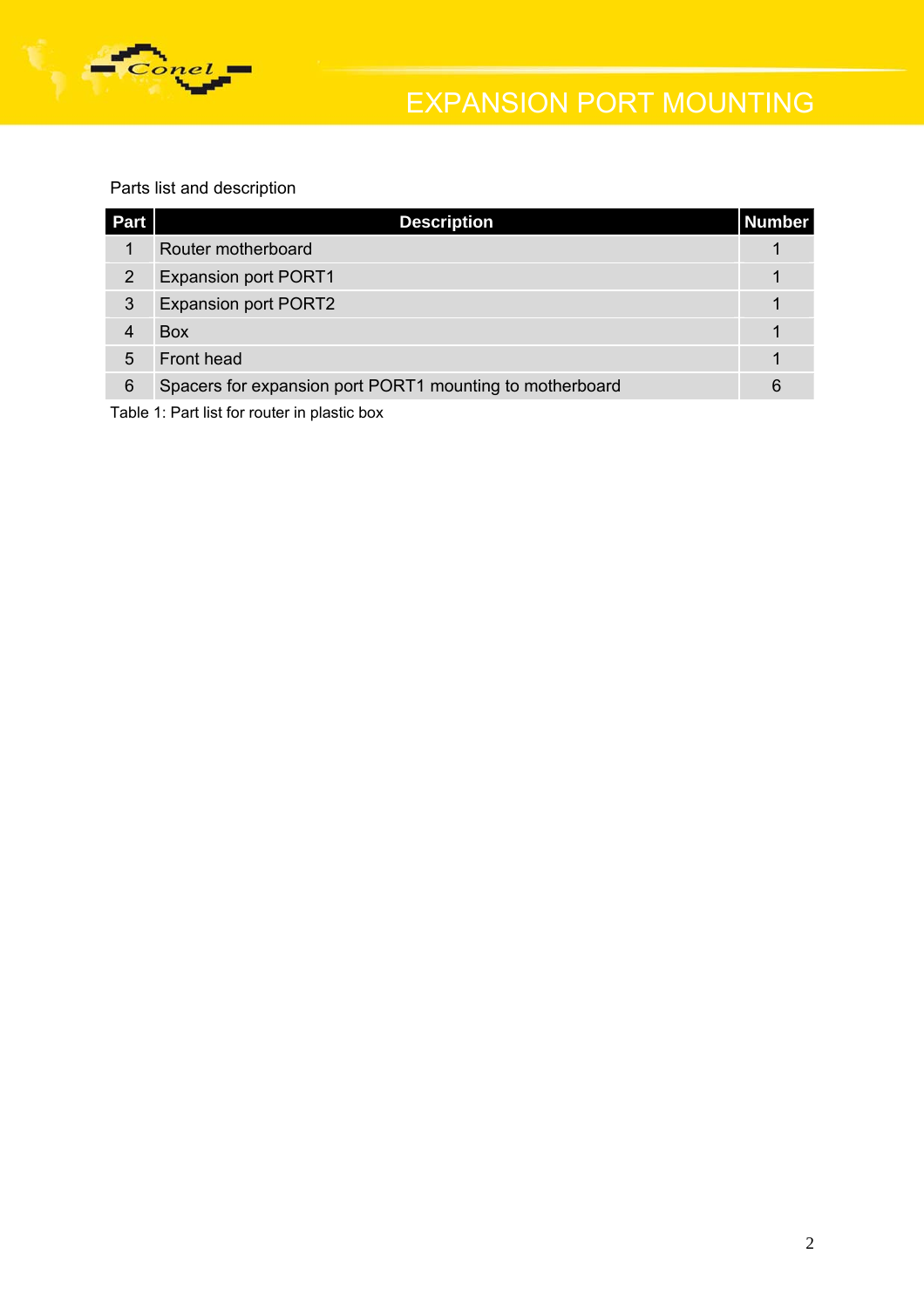Parts list and description

| Part | Description | Number |
|---|---|---|
| 1 | Router motherboard | 1 |
| 2 | Expansion port PORT1 | 1 |
| 3 | Expansion port PORT2 | 1 |
| 4 | Box | 1 |
| 5 | Front head | 1 |
| 6 | Spacers for expansion port PORT1 mounting to motherboard | 6 |

Table 1: Part list for router in plastic box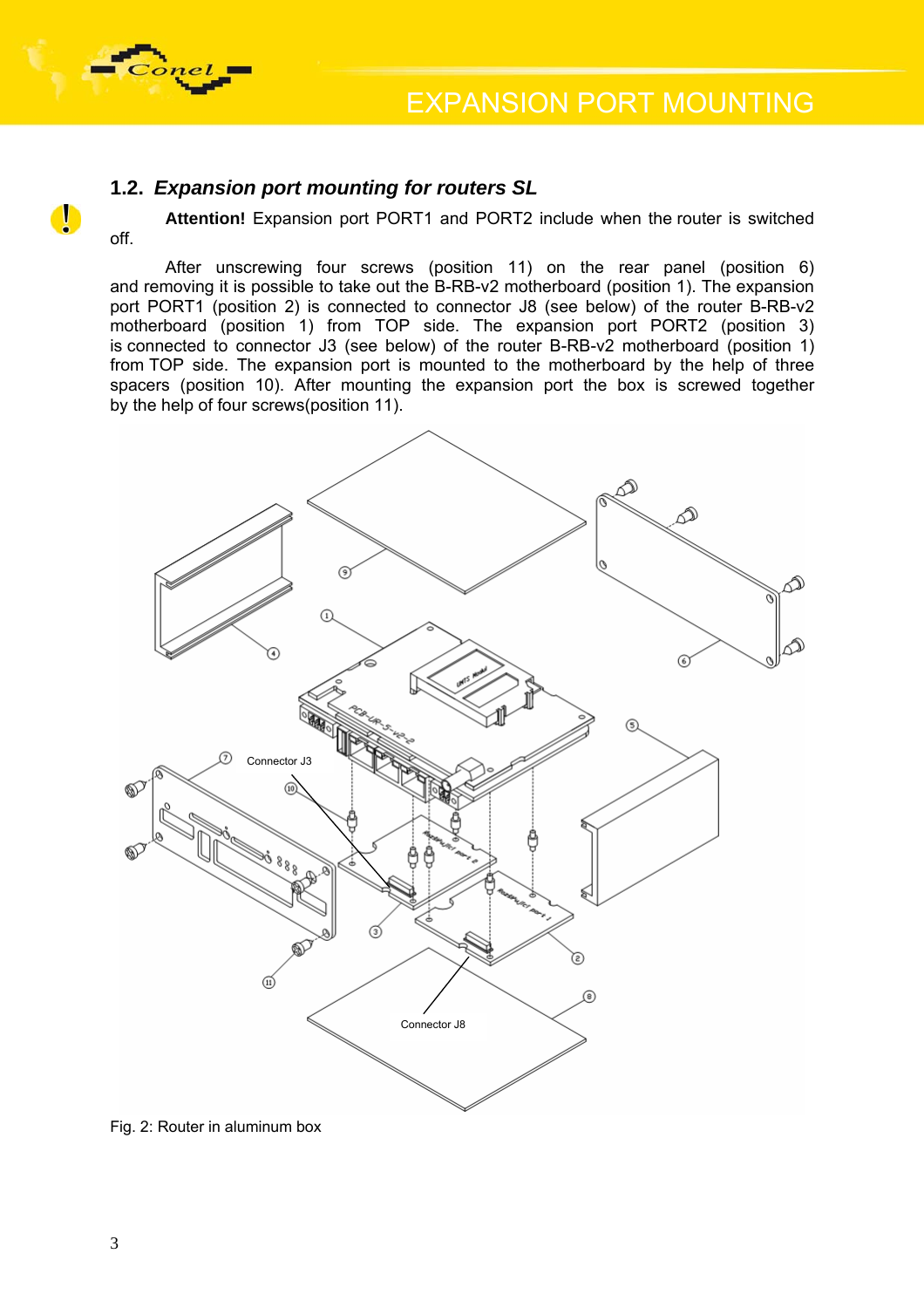## 1.2. *Expansion port mounting for routers SL*

**Attention!** Expansion port PORT1 and PORT2 include when the router is switched off.

After unscrewing four screws (position 11) on the rear panel (position 6) and removing it is possible to take out the B-RB-v2 motherboard (position 1). The expansion port PORT1 (position 2) is connected to connector J8 (see below) of the router B-RB-v2 motherboard (position 1) from TOP side. The expansion port PORT2 (position 3) is connected to connector J3 (see below) of the router B-RB-v2 motherboard (position 1) from TOP side. The expansion port is mounted to the motherboard by the help of three spacers (position 10). After mounting the expansion port the box is screwed together by the help of four screws(position 11).

Fig. 2: Router in aluminum box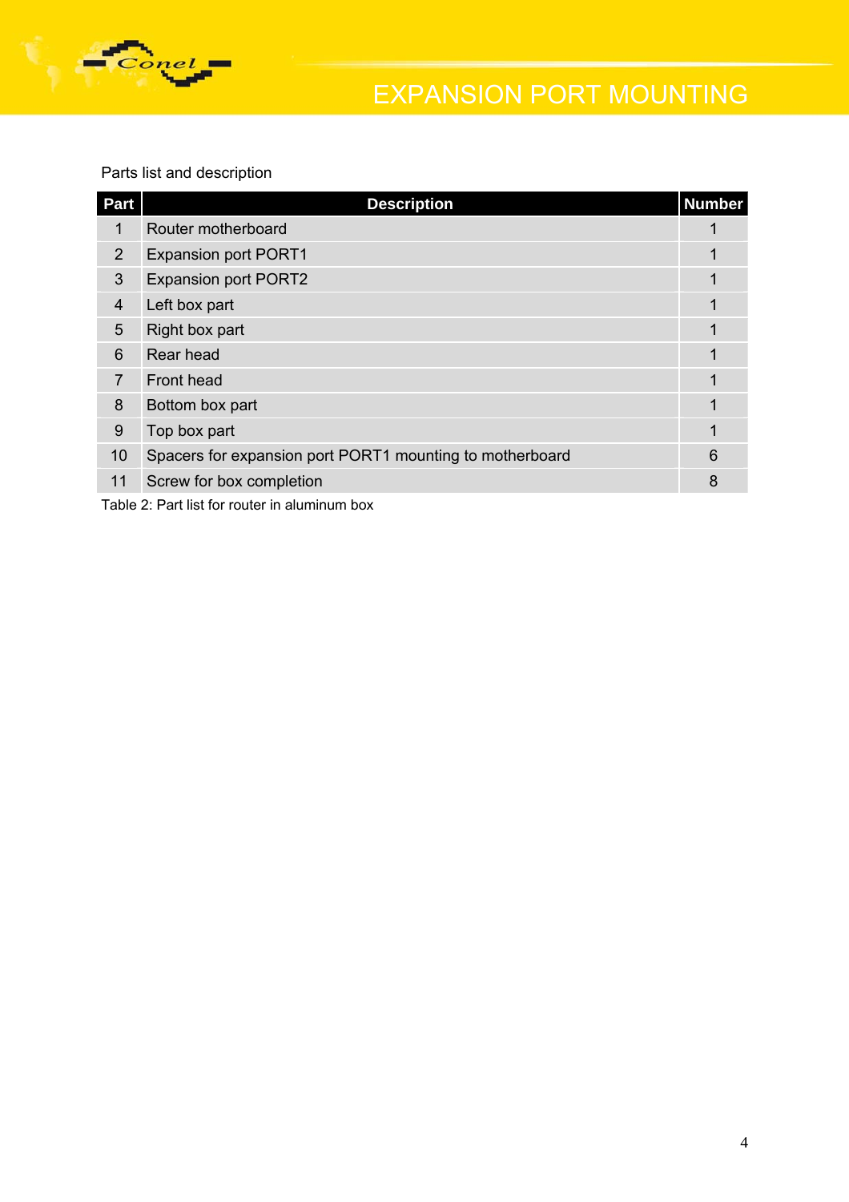Parts list and description

| Part | Description | Number |
|---|---|---|
| 1 | Router motherboard | 1 |
| 2 | Expansion port PORT1 | 1 |
| 3 | Expansion port PORT2 | 1 |
| 4 | Left box part | 1 |
| 5 | Right box part | 1 |
| 6 | Rear head | 1 |
| 7 | Front head | 1 |
| 8 | Bottom box part | 1 |
| 9 | Top box part | 1 |
| 10 | Spacers for expansion port PORT1 mounting to motherboard | 6 |
| 11 | Screw for box completion | 8 |

Table 2: Part list for router in aluminum box